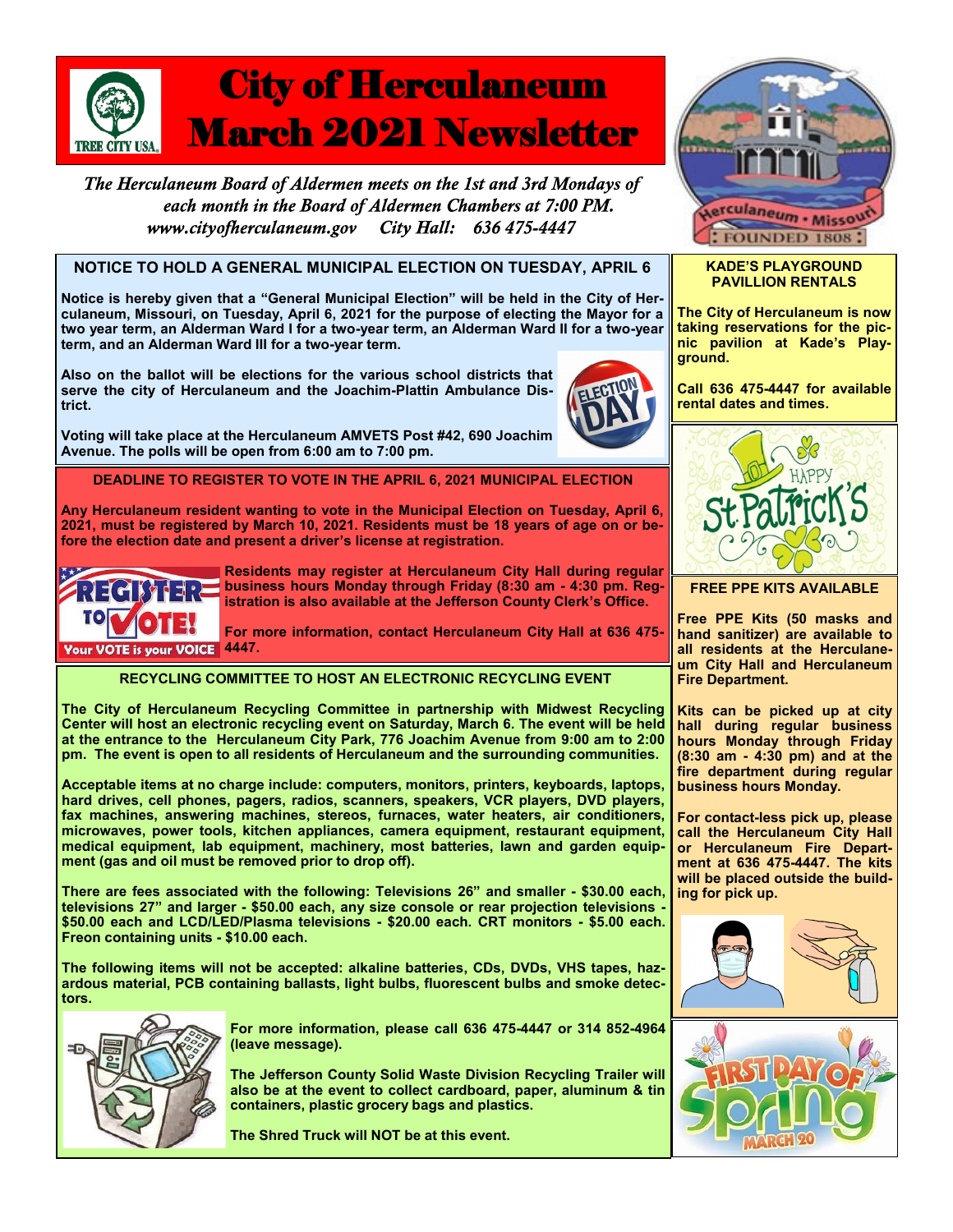# City of Herculaneum March 2021 Newsletter

*The Herculaneum Board of Aldermen meets on the 1st and 3rd Mondays of each month in the Board of Aldermen Chambers at 7:00 PM.*
*www.cityofherculaneum.gov    City Hall:  636 475-4447*

## NOTICE TO HOLD A GENERAL MUNICIPAL ELECTION ON TUESDAY, APRIL 6

**Notice is hereby given that a "General Municipal Election" will be held in the City of Herculaneum, Missouri, on Tuesday, April 6, 2021 for the purpose of electing the Mayor for a two year term, an Alderman Ward I for a two-year term, an Alderman Ward II for a two-year term, and an Alderman Ward III for a two-year term.**

**Also on the ballot will be elections for the various school districts that serve the city of Herculaneum and the Joachim-Plattin Ambulance District.**

**Voting will take place at the Herculaneum AMVETS Post #42, 690 Joachim Avenue. The polls will be open from 6:00 am to 7:00 pm.**

## DEADLINE TO REGISTER TO VOTE IN THE APRIL 6, 2021 MUNICIPAL ELECTION

**Any Herculaneum resident wanting to vote in the Municipal Election on Tuesday, April 6, 2021, must be registered by March 10, 2021. Residents must be 18 years of age on or before the election date and present a driver's license at registration.**

**Residents may register at Herculaneum City Hall during regular business hours Monday through Friday (8:30 am - 4:30 pm. Registration is also available at the Jefferson County Clerk's Office.**

**For more information, contact Herculaneum City Hall at 636 475-4447.**

## RECYCLING COMMITTEE TO HOST AN ELECTRONIC RECYCLING EVENT

**The City of Herculaneum Recycling Committee in partnership with Midwest Recycling Center will host an electronic recycling event on Saturday, March 6. The event will be held at the entrance to the Herculaneum City Park, 776 Joachim Avenue from 9:00 am to 2:00 pm. The event is open to all residents of Herculaneum and the surrounding communities.**

**Acceptable items at no charge include: computers, monitors, printers, keyboards, laptops, hard drives, cell phones, pagers, radios, scanners, speakers, VCR players, DVD players, fax machines, answering machines, stereos, furnaces, water heaters, air conditioners, microwaves, power tools, kitchen appliances, camera equipment, restaurant equipment, medical equipment, lab equipment, machinery, most batteries, lawn and garden equipment (gas and oil must be removed prior to drop off).**

**There are fees associated with the following: Televisions 26" and smaller - $30.00 each, televisions 27" and larger - $50.00 each, any size console or rear projection televisions - $50.00 each and LCD/LED/Plasma televisions - $20.00 each. CRT monitors - $5.00 each. Freon containing units - $10.00 each.**

**The following items will not be accepted: alkaline batteries, CDs, DVDs, VHS tapes, hazardous material, PCB containing ballasts, light bulbs, fluorescent bulbs and smoke detectors.**

**For more information, please call 636 475-4447 or 314 852-4964 (leave message).**

**The Jefferson County Solid Waste Division Recycling Trailer will also be at the event to collect cardboard, paper, aluminum & tin containers, plastic grocery bags and plastics.**

**The Shred Truck will NOT be at this event.**

## KADE'S PLAYGROUND PAVILLION RENTALS

**The City of Herculaneum is now taking reservations for the picnic pavilion at Kade's Playground.**

**Call 636 475-4447 for available rental dates and times.**

## FREE PPE KITS AVAILABLE

**Free PPE Kits (50 masks and hand sanitizer) are available to all residents at the Herculaneum City Hall and Herculaneum Fire Department.**

**Kits can be picked up at city hall during regular business hours Monday through Friday (8:30 am - 4:30 pm) and at the fire department during regular business hours Monday.**

**For contact-less pick up, please call the Herculaneum City Hall or Herculaneum Fire Department at 636 475-4447. The kits will be placed outside the building for pick up.**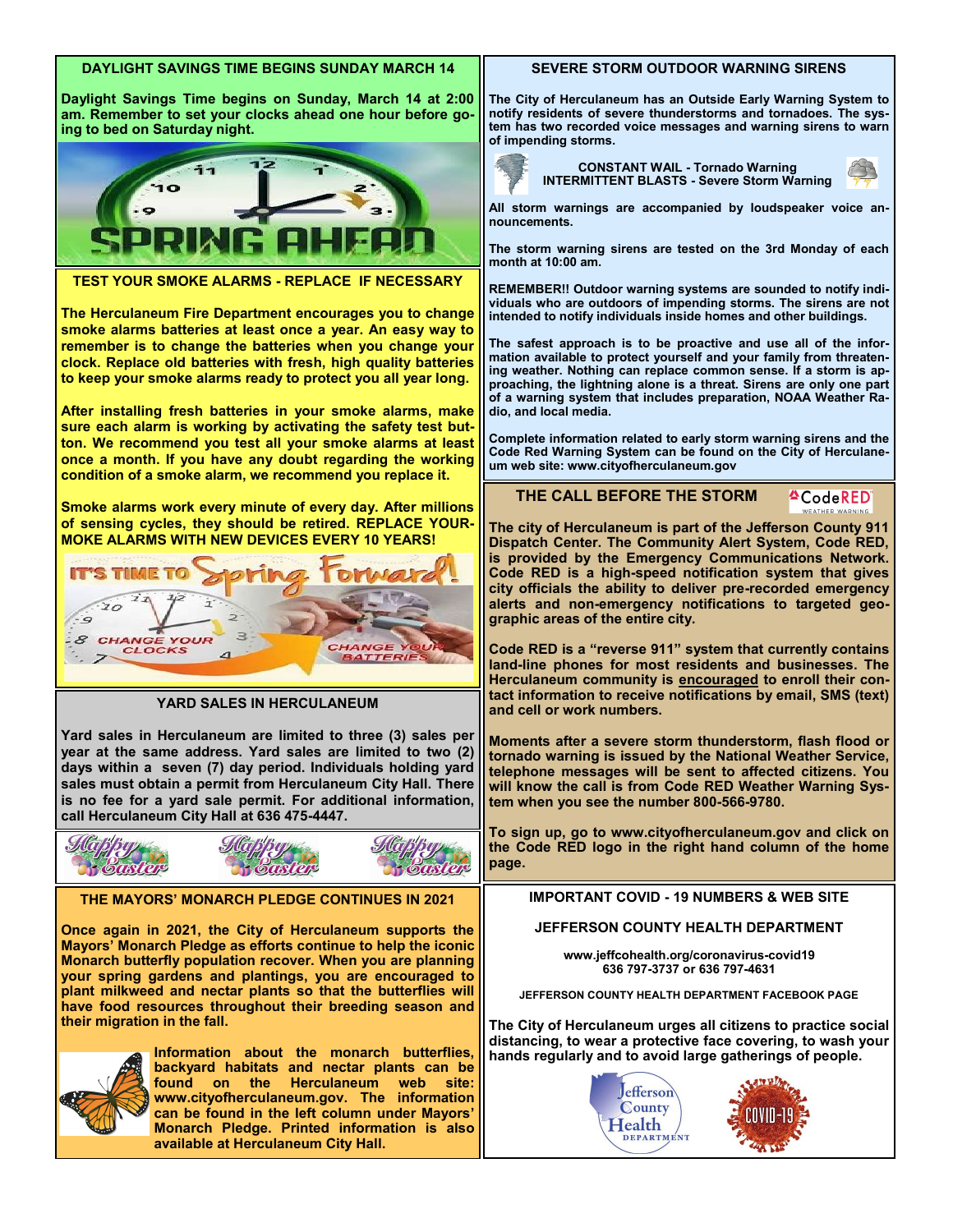## DAYLIGHT SAVINGS TIME BEGINS SUNDAY MARCH 14

**Daylight Savings Time begins on Sunday, March 14 at 2:00 am. Remember to set your clocks ahead one hour before going to bed on Saturday night.**

SPRING AHEAD

## TEST YOUR SMOKE ALARMS - REPLACE IF NECESSARY

**The Herculaneum Fire Department encourages you to change smoke alarms batteries at least once a year. An easy way to remember is to change the batteries when you change your clock. Replace old batteries with fresh, high quality batteries to keep your smoke alarms ready to protect you all year long.**

**After installing fresh batteries in your smoke alarms, make sure each alarm is working by activating the safety test button. We recommend you test all your smoke alarms at least once a month. If you have any doubt regarding the working condition of a smoke alarm, we recommend you replace it.**

**Smoke alarms work every minute of every day. After millions of sensing cycles, they should be retired. REPLACE YOUR SMOKE ALARMS WITH NEW DEVICES EVERY 10 YEARS!**

IT'S TIME TO Spring Forward! CHANGE YOUR CLOCKS CHANGE YOUR BATTERIES

## YARD SALES IN HERCULANEUM

**Yard sales in Herculaneum are limited to three (3) sales per year at the same address. Yard sales are limited to two (2) days within a seven (7) day period. Individuals holding yard sales must obtain a permit from Herculaneum City Hall. There is no fee for a yard sale permit. For additional information, call Herculaneum City Hall at 636 475-4447.**

Happy Easter Happy Easter Happy Easter

## THE MAYORS' MONARCH PLEDGE CONTINUES IN 2021

**Once again in 2021, the City of Herculaneum supports the Mayors' Monarch Pledge as efforts continue to help the iconic Monarch butterfly population recover. When you are planning your spring gardens and plantings, you are encouraged to plant milkweed and nectar plants so that the butterflies will have food resources throughout their breeding season and their migration in the fall.**

**Information about the monarch butterflies, backyard habitats and nectar plants can be found on the Herculaneum web site: www.cityofherculaneum.gov. The information can be found in the left column under Mayors' Monarch Pledge. Printed information is also available at Herculaneum City Hall.**

## SEVERE STORM OUTDOOR WARNING SIRENS

**The City of Herculaneum has an Outside Early Warning System to notify residents of severe thunderstorms and tornadoes. The system has two recorded voice messages and warning sirens to warn of impending storms.**

**CONSTANT WAIL - Tornado Warning**
**INTERMITTENT BLASTS - Severe Storm Warning**

**All storm warnings are accompanied by loudspeaker voice announcements.**

**The storm warning sirens are tested on the 3rd Monday of each month at 10:00 am.**

**REMEMBER!! Outdoor warning systems are sounded to notify individuals who are outdoors of impending storms. The sirens are not intended to notify individuals inside homes and other buildings.**

**The safest approach is to be proactive and use all of the information available to protect yourself and your family from threatening weather. Nothing can replace common sense. If a storm is approaching, the lightning alone is a threat. Sirens are only one part of a warning system that includes preparation, NOAA Weather Radio, and local media.**

**Complete information related to early storm warning sirens and the Code Red Warning System can be found on the City of Herculaneum web site: www.cityofherculaneum.gov**

## THE CALL BEFORE THE STORM

CodeRED WEATHER WARNING

**The city of Herculaneum is part of the Jefferson County 911 Dispatch Center. The Community Alert System, Code RED, is provided by the Emergency Communications Network. Code RED is a high-speed notification system that gives city officials the ability to deliver pre-recorded emergency alerts and non-emergency notifications to targeted geographic areas of the entire city.**

**Code RED is a "reverse 911" system that currently contains land-line phones for most residents and businesses. The Herculaneum community is encouraged to enroll their contact information to receive notifications by email, SMS (text) and cell or work numbers.**

**Moments after a severe storm thunderstorm, flash flood or tornado warning is issued by the National Weather Service, telephone messages will be sent to affected citizens. You will know the call is from Code RED Weather Warning System when you see the number 800-566-9780.**

**To sign up, go to www.cityofherculaneum.gov and click on the Code RED logo in the right hand column of the home page.**

## IMPORTANT COVID - 19 NUMBERS & WEB SITE

### JEFFERSON COUNTY HEALTH DEPARTMENT

**www.jeffcohealth.org/coronavirus-covid19**
**636 797-3737 or 636 797-4631**

**JEFFERSON COUNTY HEALTH DEPARTMENT FACEBOOK PAGE**

**The City of Herculaneum urges all citizens to practice social distancing, to wear a protective face covering, to wash your hands regularly and to avoid large gatherings of people.**

Jefferson County Health DEPARTMENT

COVID-19